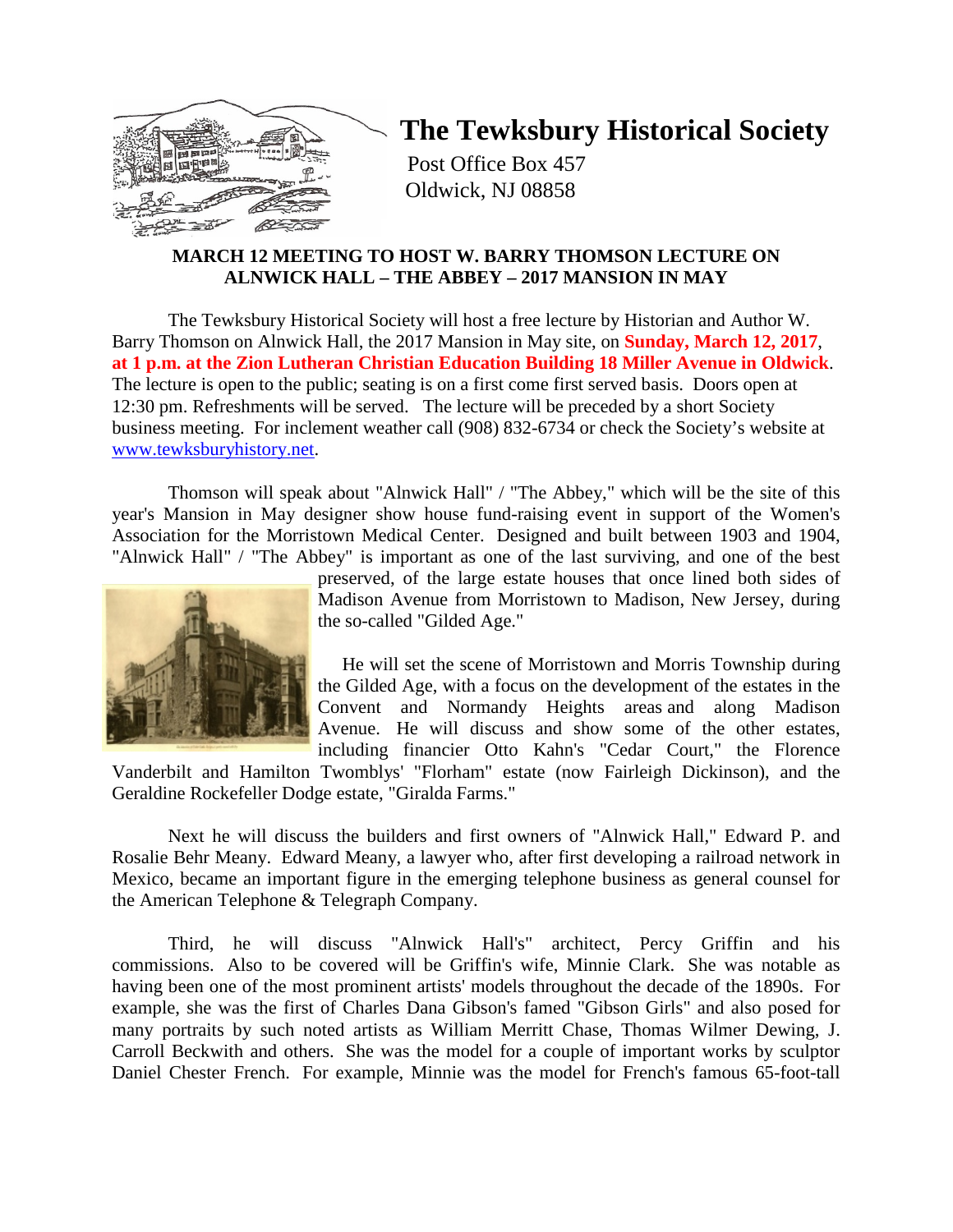# The Tewksbury Historical Society

Post Office Box 457
Oldwick, NJ 08858

**MARCH 12 MEETING TO HOST W. BARRY THOMSON LECTURE ON ALNWICK HALL – THE ABBEY – 2017 MANSION IN MAY**

The Tewksbury Historical Society will host a free lecture by Historian and Author W. Barry Thomson on Alnwick Hall, the 2017 Mansion in May site, on **Sunday, March 12, 2017, at 1 p.m. at the Zion Lutheran Christian Education Building 18 Miller Avenue in Oldwick**. The lecture is open to the public; seating is on a first come first served basis. Doors open at 12:30 pm. Refreshments will be served. The lecture will be preceded by a short Society business meeting. For inclement weather call (908) 832-6734 or check the Society's website at www.tewksburyhistory.net.

Thomson will speak about "Alnwick Hall" / "The Abbey," which will be the site of this year's Mansion in May designer show house fund-raising event in support of the Women's Association for the Morristown Medical Center. Designed and built between 1903 and 1904, "Alnwick Hall" / "The Abbey" is important as one of the last surviving, and one of the best preserved, of the large estate houses that once lined both sides of Madison Avenue from Morristown to Madison, New Jersey, during the so-called "Gilded Age."

He will set the scene of Morristown and Morris Township during the Gilded Age, with a focus on the development of the estates in the Convent and Normandy Heights areas and along Madison Avenue. He will discuss and show some of the other estates, including financier Otto Kahn's "Cedar Court," the Florence Vanderbilt and Hamilton Twomblys' "Florham" estate (now Fairleigh Dickinson), and the Geraldine Rockefeller Dodge estate, "Giralda Farms."

Next he will discuss the builders and first owners of "Alnwick Hall," Edward P. and Rosalie Behr Meany. Edward Meany, a lawyer who, after first developing a railroad network in Mexico, became an important figure in the emerging telephone business as general counsel for the American Telephone & Telegraph Company.

Third, he will discuss "Alnwick Hall's" architect, Percy Griffin and his commissions. Also to be covered will be Griffin's wife, Minnie Clark. She was notable as having been one of the most prominent artists' models throughout the decade of the 1890s. For example, she was the first of Charles Dana Gibson's famed "Gibson Girls" and also posed for many portraits by such noted artists as William Merritt Chase, Thomas Wilmer Dewing, J. Carroll Beckwith and others. She was the model for a couple of important works by sculptor Daniel Chester French. For example, Minnie was the model for French's famous 65-foot-tall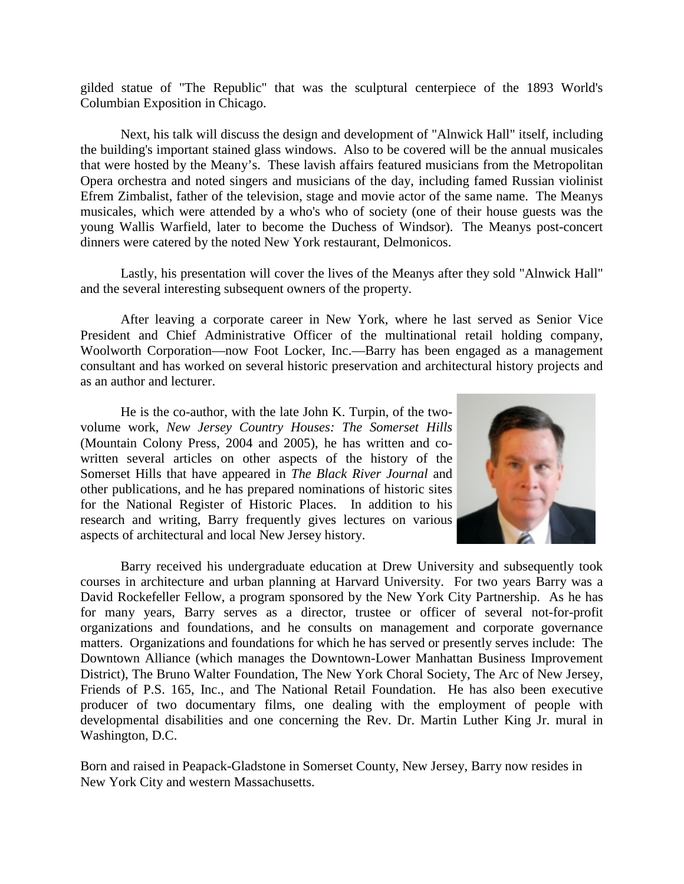gilded statue of "The Republic" that was the sculptural centerpiece of the 1893 World's Columbian Exposition in Chicago.

Next, his talk will discuss the design and development of "Alnwick Hall" itself, including the building's important stained glass windows. Also to be covered will be the annual musicales that were hosted by the Meany's. These lavish affairs featured musicians from the Metropolitan Opera orchestra and noted singers and musicians of the day, including famed Russian violinist Efrem Zimbalist, father of the television, stage and movie actor of the same name. The Meanys musicales, which were attended by a who's who of society (one of their house guests was the young Wallis Warfield, later to become the Duchess of Windsor). The Meanys post-concert dinners were catered by the noted New York restaurant, Delmonicos.

Lastly, his presentation will cover the lives of the Meanys after they sold "Alnwick Hall" and the several interesting subsequent owners of the property.

After leaving a corporate career in New York, where he last served as Senior Vice President and Chief Administrative Officer of the multinational retail holding company, Woolworth Corporation—now Foot Locker, Inc.—Barry has been engaged as a management consultant and has worked on several historic preservation and architectural history projects and as an author and lecturer.

He is the co-author, with the late John K. Turpin, of the two-volume work, *New Jersey Country Houses: The Somerset Hills* (Mountain Colony Press, 2004 and 2005), he has written and co-written several articles on other aspects of the history of the Somerset Hills that have appeared in *The Black River Journal* and other publications, and he has prepared nominations of historic sites for the National Register of Historic Places. In addition to his research and writing, Barry frequently gives lectures on various aspects of architectural and local New Jersey history.

Barry received his undergraduate education at Drew University and subsequently took courses in architecture and urban planning at Harvard University. For two years Barry was a David Rockefeller Fellow, a program sponsored by the New York City Partnership. As he has for many years, Barry serves as a director, trustee or officer of several not-for-profit organizations and foundations, and he consults on management and corporate governance matters. Organizations and foundations for which he has served or presently serves include: The Downtown Alliance (which manages the Downtown-Lower Manhattan Business Improvement District), The Bruno Walter Foundation, The New York Choral Society, The Arc of New Jersey, Friends of P.S. 165, Inc., and The National Retail Foundation. He has also been executive producer of two documentary films, one dealing with the employment of people with developmental disabilities and one concerning the Rev. Dr. Martin Luther King Jr. mural in Washington, D.C.

Born and raised in Peapack-Gladstone in Somerset County, New Jersey, Barry now resides in New York City and western Massachusetts.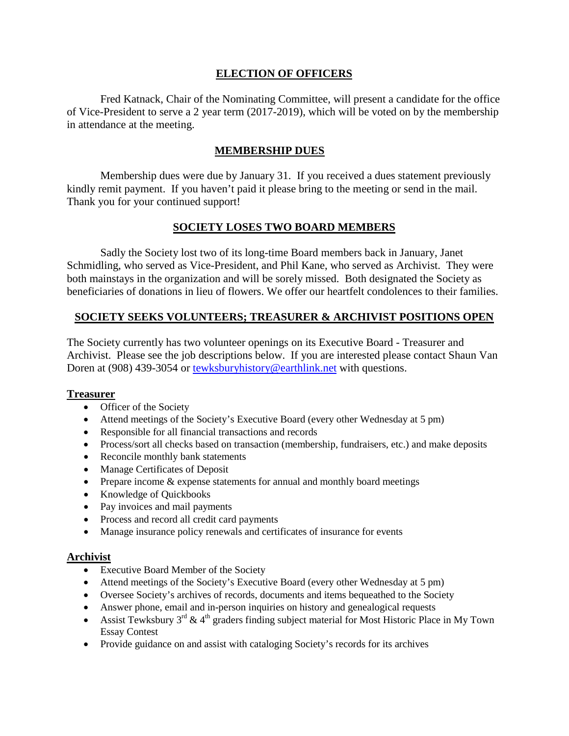## ELECTION OF OFFICERS

Fred Katnack, Chair of the Nominating Committee, will present a candidate for the office of Vice-President to serve a 2 year term (2017-2019), which will be voted on by the membership in attendance at the meeting.

## MEMBERSHIP DUES

Membership dues were due by January 31. If you received a dues statement previously kindly remit payment. If you haven't paid it please bring to the meeting or send in the mail. Thank you for your continued support!

## SOCIETY LOSES TWO BOARD MEMBERS

Sadly the Society lost two of its long-time Board members back in January, Janet Schmidling, who served as Vice-President, and Phil Kane, who served as Archivist. They were both mainstays in the organization and will be sorely missed. Both designated the Society as beneficiaries of donations in lieu of flowers. We offer our heartfelt condolences to their families.

## SOCIETY SEEKS VOLUNTEERS; TREASURER & ARCHIVIST POSITIONS OPEN

The Society currently has two volunteer openings on its Executive Board - Treasurer and Archivist. Please see the job descriptions below. If you are interested please contact Shaun Van Doren at (908) 439-3054 or tewksburyhistory@earthlink.net with questions.

### Treasurer

- Officer of the Society
- Attend meetings of the Society's Executive Board (every other Wednesday at 5 pm)
- Responsible for all financial transactions and records
- Process/sort all checks based on transaction (membership, fundraisers, etc.) and make deposits
- Reconcile monthly bank statements
- Manage Certificates of Deposit
- Prepare income & expense statements for annual and monthly board meetings
- Knowledge of Quickbooks
- Pay invoices and mail payments
- Process and record all credit card payments
- Manage insurance policy renewals and certificates of insurance for events

### Archivist

- Executive Board Member of the Society
- Attend meetings of the Society's Executive Board (every other Wednesday at 5 pm)
- Oversee Society's archives of records, documents and items bequeathed to the Society
- Answer phone, email and in-person inquiries on history and genealogical requests
- Assist Tewksbury 3rd & 4th graders finding subject material for Most Historic Place in My Town Essay Contest
- Provide guidance on and assist with cataloging Society's records for its archives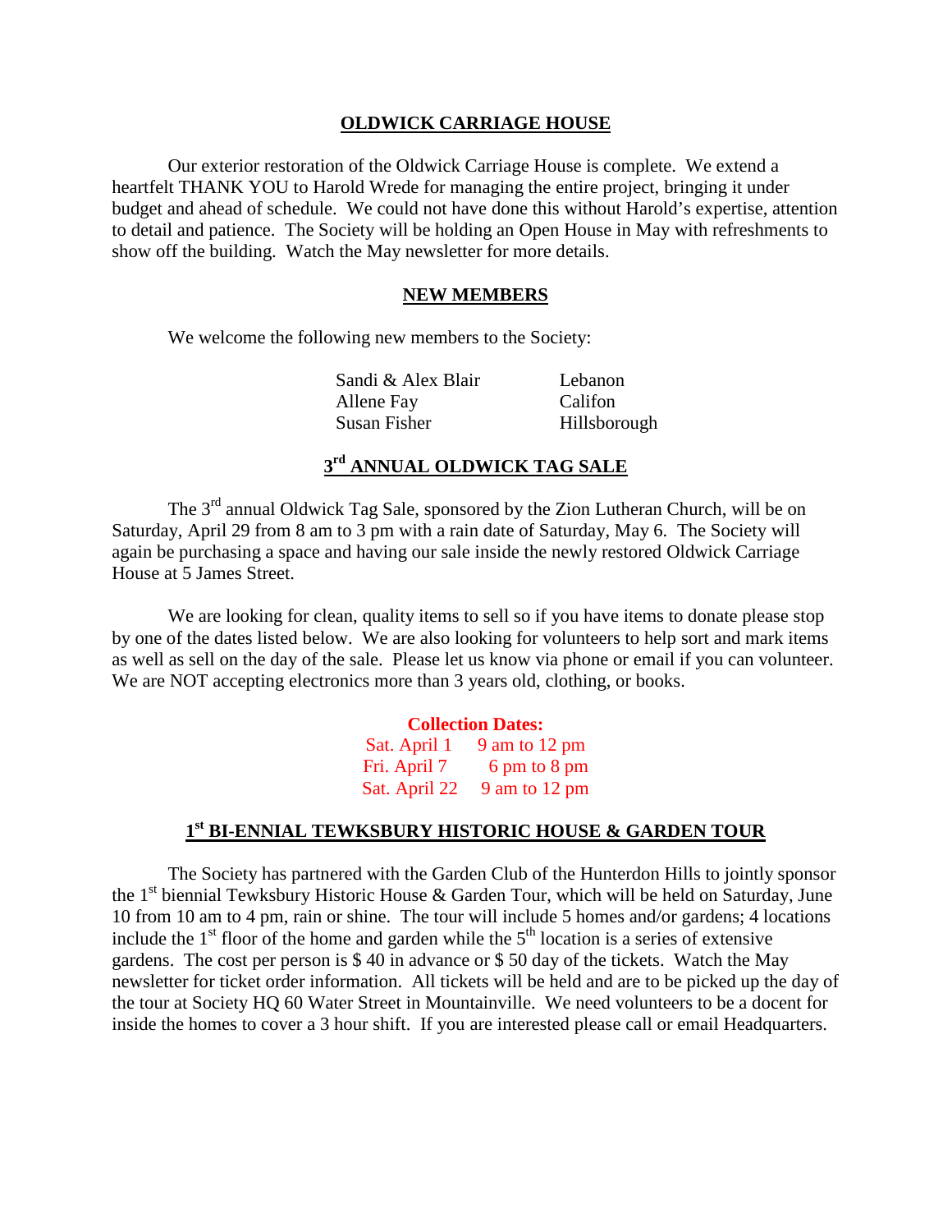## OLDWICK CARRIAGE HOUSE

Our exterior restoration of the Oldwick Carriage House is complete. We extend a heartfelt THANK YOU to Harold Wrede for managing the entire project, bringing it under budget and ahead of schedule. We could not have done this without Harold's expertise, attention to detail and patience. The Society will be holding an Open House in May with refreshments to show off the building. Watch the May newsletter for more details.

## NEW MEMBERS

We welcome the following new members to the Society:

| | |
|---|---|
| Sandi & Alex Blair | Lebanon |
| Allene Fay | Califon |
| Susan Fisher | Hillsborough |

## 3rd ANNUAL OLDWICK TAG SALE

The 3rd annual Oldwick Tag Sale, sponsored by the Zion Lutheran Church, will be on Saturday, April 29 from 8 am to 3 pm with a rain date of Saturday, May 6. The Society will again be purchasing a space and having our sale inside the newly restored Oldwick Carriage House at 5 James Street.

We are looking for clean, quality items to sell so if you have items to donate please stop by one of the dates listed below. We are also looking for volunteers to help sort and mark items as well as sell on the day of the sale. Please let us know via phone or email if you can volunteer. We are NOT accepting electronics more than 3 years old, clothing, or books.

**Collection Dates:**

| | |
|---|---|
| Sat. April 1 | 9 am to 12 pm |
| Fri. April 7 | 6 pm to 8 pm |
| Sat. April 22 | 9 am to 12 pm |

## 1st BI-ENNIAL TEWKSBURY HISTORIC HOUSE & GARDEN TOUR

The Society has partnered with the Garden Club of the Hunterdon Hills to jointly sponsor the 1st biennial Tewksbury Historic House & Garden Tour, which will be held on Saturday, June 10 from 10 am to 4 pm, rain or shine. The tour will include 5 homes and/or gardens; 4 locations include the 1st floor of the home and garden while the 5th location is a series of extensive gardens. The cost per person is $ 40 in advance or $ 50 day of the tickets. Watch the May newsletter for ticket order information. All tickets will be held and are to be picked up the day of the tour at Society HQ 60 Water Street in Mountainville. We need volunteers to be a docent for inside the homes to cover a 3 hour shift. If you are interested please call or email Headquarters.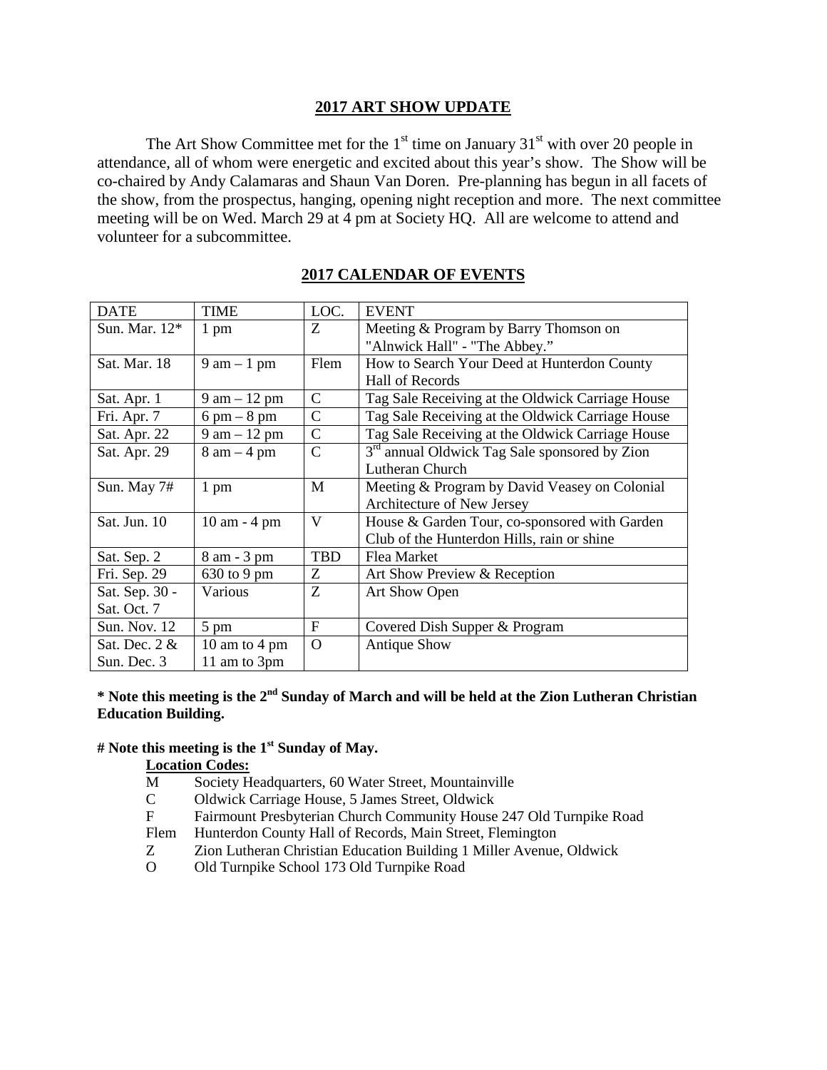## 2017 ART SHOW UPDATE

The Art Show Committee met for the 1st time on January 31st with over 20 people in attendance, all of whom were energetic and excited about this year's show. The Show will be co-chaired by Andy Calamaras and Shaun Van Doren. Pre-planning has begun in all facets of the show, from the prospectus, hanging, opening night reception and more. The next committee meeting will be on Wed. March 29 at 4 pm at Society HQ. All are welcome to attend and volunteer for a subcommittee.

## 2017 CALENDAR OF EVENTS

| DATE | TIME | LOC. | EVENT |
|---|---|---|---|
| Sun. Mar. 12* | 1 pm | Z | Meeting & Program by Barry Thomson on "Alnwick Hall" - "The Abbey." |
| Sat. Mar. 18 | 9 am – 1 pm | Flem | How to Search Your Deed at Hunterdon County Hall of Records |
| Sat. Apr. 1 | 9 am – 12 pm | C | Tag Sale Receiving at the Oldwick Carriage House |
| Fri. Apr. 7 | 6 pm – 8 pm | C | Tag Sale Receiving at the Oldwick Carriage House |
| Sat. Apr. 22 | 9 am – 12 pm | C | Tag Sale Receiving at the Oldwick Carriage House |
| Sat. Apr. 29 | 8 am – 4 pm | C | 3rd annual Oldwick Tag Sale sponsored by Zion Lutheran Church |
| Sun. May 7# | 1 pm | M | Meeting & Program by David Veasey on Colonial Architecture of New Jersey |
| Sat. Jun. 10 | 10 am - 4 pm | V | House & Garden Tour, co-sponsored with Garden Club of the Hunterdon Hills, rain or shine |
| Sat. Sep. 2 | 8 am - 3 pm | TBD | Flea Market |
| Fri. Sep. 29 | 630 to 9 pm | Z | Art Show Preview & Reception |
| Sat. Sep. 30 - Sat. Oct. 7 | Various | Z | Art Show Open |
| Sun. Nov. 12 | 5 pm | F | Covered Dish Supper & Program |
| Sat. Dec. 2 & Sun. Dec. 3 | 10 am to 4 pm 11 am to 3pm | O | Antique Show |

**\* Note this meeting is the 2nd Sunday of March and will be held at the Zion Lutheran Christian Education Building.**

**# Note this meeting is the 1st Sunday of May.**

**Location Codes:**

M Society Headquarters, 60 Water Street, Mountainville
C Oldwick Carriage House, 5 James Street, Oldwick
F Fairmount Presbyterian Church Community House 247 Old Turnpike Road
Flem Hunterdon County Hall of Records, Main Street, Flemington
Z Zion Lutheran Christian Education Building 1 Miller Avenue, Oldwick
O Old Turnpike School 173 Old Turnpike Road